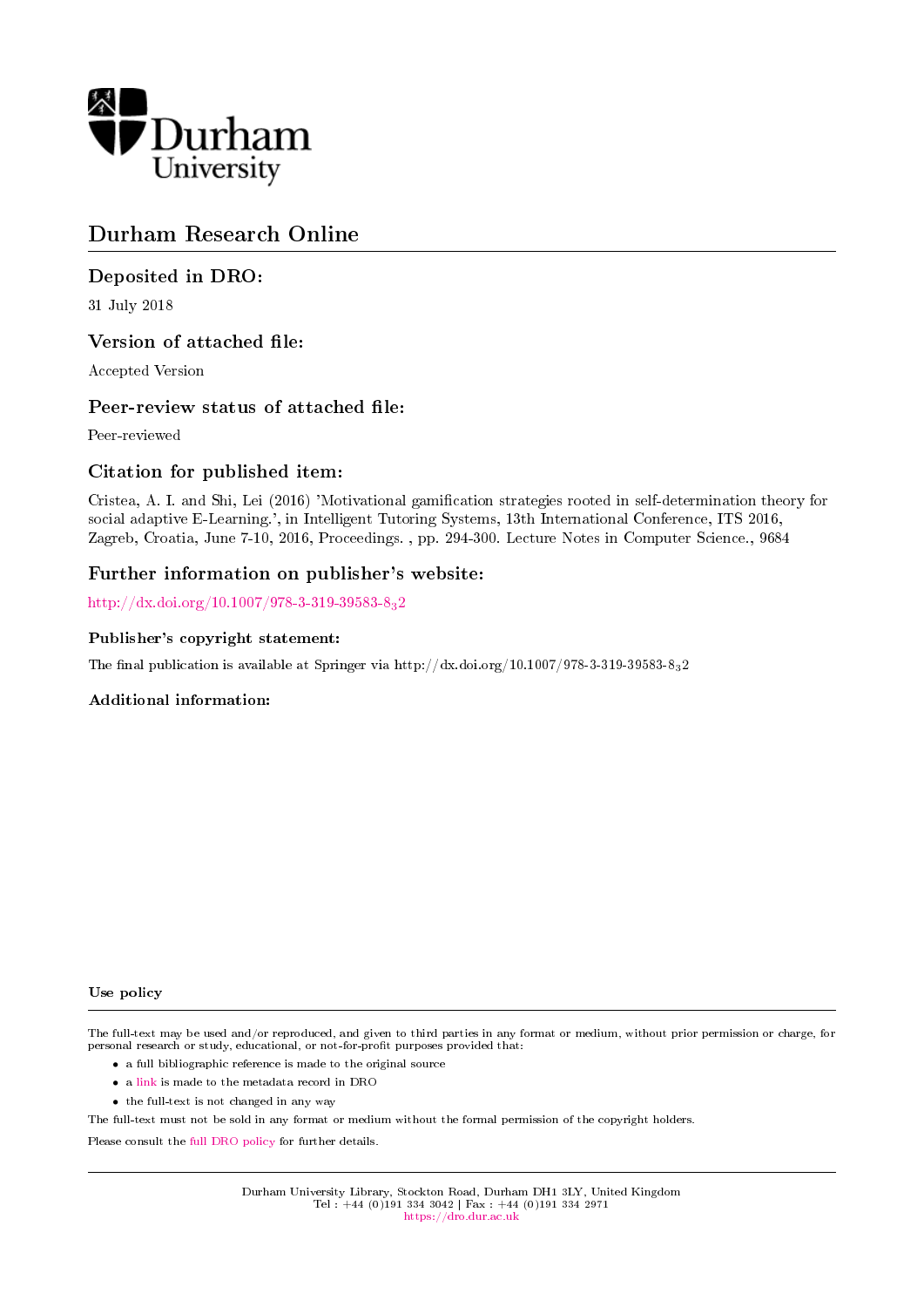Durham University

# Durham Research Online

## Deposited in DRO:

31 July 2018

## Version of attached file:

Accepted Version

## Peer-review status of attached file:

Peer-reviewed

## Citation for published item:

Cristea, A. I. and Shi, Lei (2016) 'Motivational gamification strategies rooted in self-determination theory for social adaptive E-Learning.', in Intelligent Tutoring Systems, 13th International Conference, ITS 2016, Zagreb, Croatia, June 7-10, 2016, Proceedings. , pp. 294-300. Lecture Notes in Computer Science., 9684

## Further information on publisher's website:

http://dx.doi.org/10.1007/978-3-319-39583-8$_3$2

### Publisher's copyright statement:

The final publication is available at Springer via http://dx.doi.org/10.1007/978-3-319-39583-8$_3$2

### Additional information:

### Use policy

The full-text may be used and/or reproduced, and given to third parties in any format or medium, without prior permission or charge, for personal research or study, educational, or not-for-profit purposes provided that:

- a full bibliographic reference is made to the original source
- a link is made to the metadata record in DRO
- the full-text is not changed in any way

The full-text must not be sold in any format or medium without the formal permission of the copyright holders.

Please consult the full DRO policy for further details.

Durham University Library, Stockton Road, Durham DH1 3LY, United Kingdom
Tel : +44 (0)191 334 3042 | Fax : +44 (0)191 334 2971
https://dro.dur.ac.uk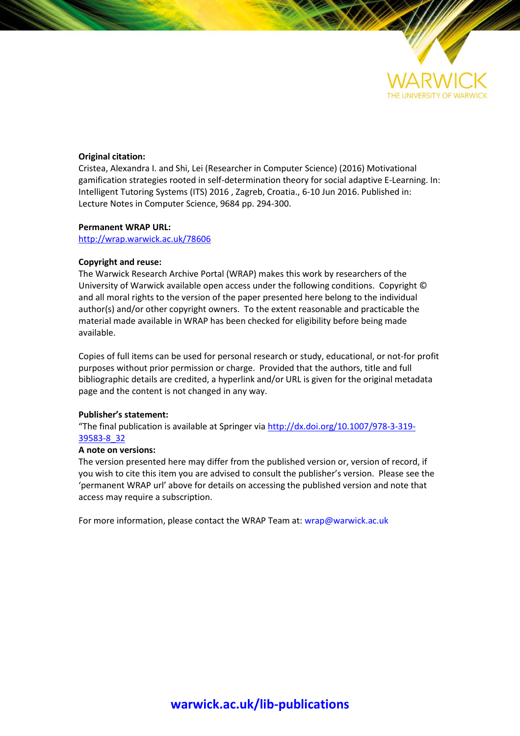**Original citation:**
Cristea, Alexandra I. and Shi, Lei (Researcher in Computer Science) (2016) Motivational gamification strategies rooted in self-determination theory for social adaptive E-Learning. In: Intelligent Tutoring Systems (ITS) 2016 , Zagreb, Croatia., 6-10 Jun 2016. Published in: Lecture Notes in Computer Science, 9684 pp. 294-300.

**Permanent WRAP URL:**
http://wrap.warwick.ac.uk/78606

**Copyright and reuse:**
The Warwick Research Archive Portal (WRAP) makes this work by researchers of the University of Warwick available open access under the following conditions. Copyright © and all moral rights to the version of the paper presented here belong to the individual author(s) and/or other copyright owners. To the extent reasonable and practicable the material made available in WRAP has been checked for eligibility before being made available.

Copies of full items can be used for personal research or study, educational, or not-for profit purposes without prior permission or charge. Provided that the authors, title and full bibliographic details are credited, a hyperlink and/or URL is given for the original metadata page and the content is not changed in any way.

**Publisher's statement:**
"The final publication is available at Springer via http://dx.doi.org/10.1007/978-3-319-39583-8_32

**A note on versions:**
The version presented here may differ from the published version or, version of record, if you wish to cite this item you are advised to consult the publisher's version. Please see the 'permanent WRAP url' above for details on accessing the published version and note that access may require a subscription.

For more information, please contact the WRAP Team at: wrap@warwick.ac.uk

**warwick.ac.uk/lib-publications**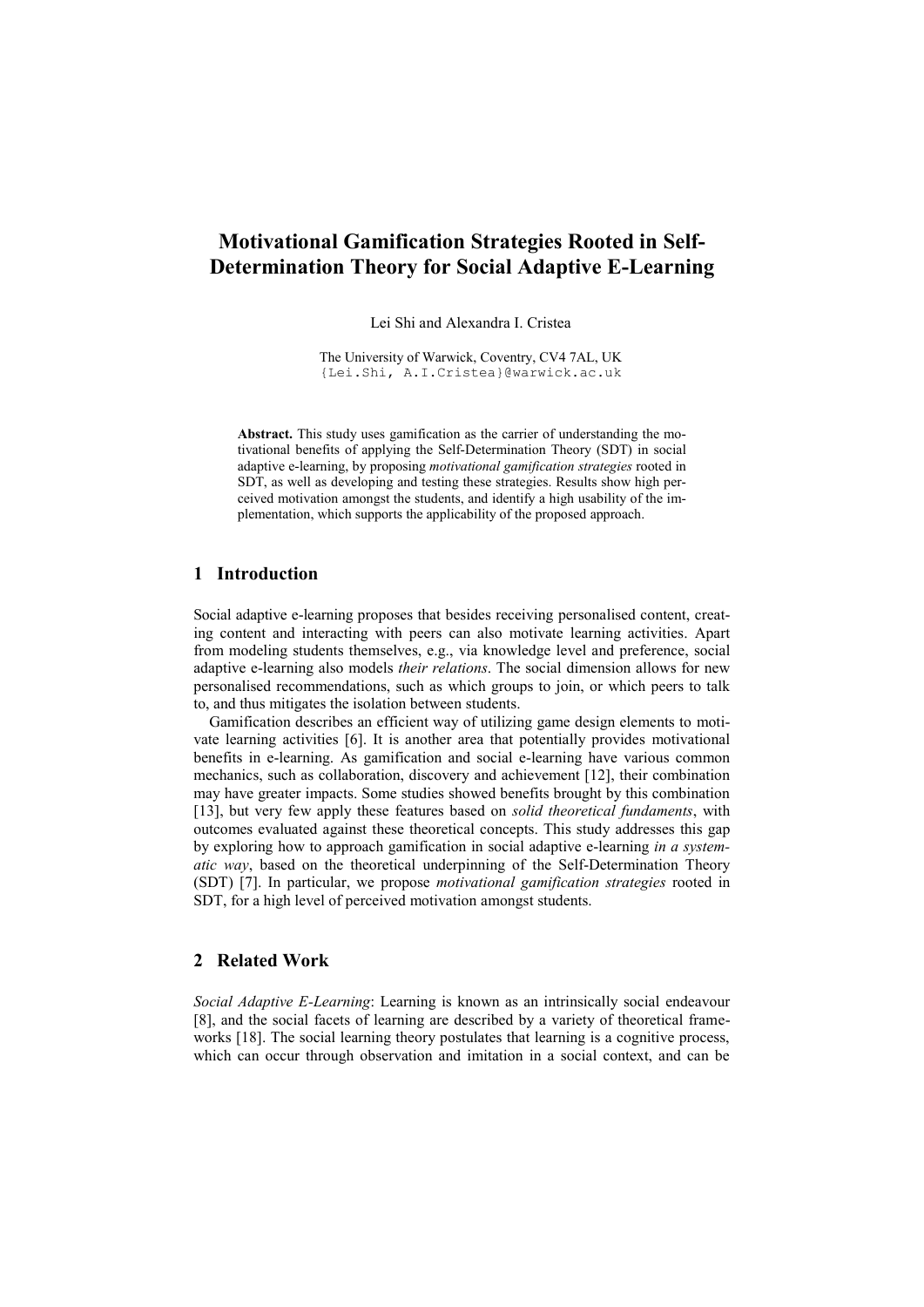# Motivational Gamification Strategies Rooted in Self-Determination Theory for Social Adaptive E-Learning

Lei Shi and Alexandra I. Cristea

The University of Warwick, Coventry, CV4 7AL, UK
{Lei.Shi, A.I.Cristea}@warwick.ac.uk

**Abstract.** This study uses gamification as the carrier of understanding the motivational benefits of applying the Self-Determination Theory (SDT) in social adaptive e-learning, by proposing *motivational gamification strategies* rooted in SDT, as well as developing and testing these strategies. Results show high perceived motivation amongst the students, and identify a high usability of the implementation, which supports the applicability of the proposed approach.

## 1 Introduction

Social adaptive e-learning proposes that besides receiving personalised content, creating content and interacting with peers can also motivate learning activities. Apart from modeling students themselves, e.g., via knowledge level and preference, social adaptive e-learning also models *their relations*. The social dimension allows for new personalised recommendations, such as which groups to join, or which peers to talk to, and thus mitigates the isolation between students.

Gamification describes an efficient way of utilizing game design elements to motivate learning activities [6]. It is another area that potentially provides motivational benefits in e-learning. As gamification and social e-learning have various common mechanics, such as collaboration, discovery and achievement [12], their combination may have greater impacts. Some studies showed benefits brought by this combination [13], but very few apply these features based on *solid theoretical fundaments*, with outcomes evaluated against these theoretical concepts. This study addresses this gap by exploring how to approach gamification in social adaptive e-learning *in a systematic way*, based on the theoretical underpinning of the Self-Determination Theory (SDT) [7]. In particular, we propose *motivational gamification strategies* rooted in SDT, for a high level of perceived motivation amongst students.

## 2 Related Work

*Social Adaptive E-Learning*: Learning is known as an intrinsically social endeavour [8], and the social facets of learning are described by a variety of theoretical frameworks [18]. The social learning theory postulates that learning is a cognitive process, which can occur through observation and imitation in a social context, and can be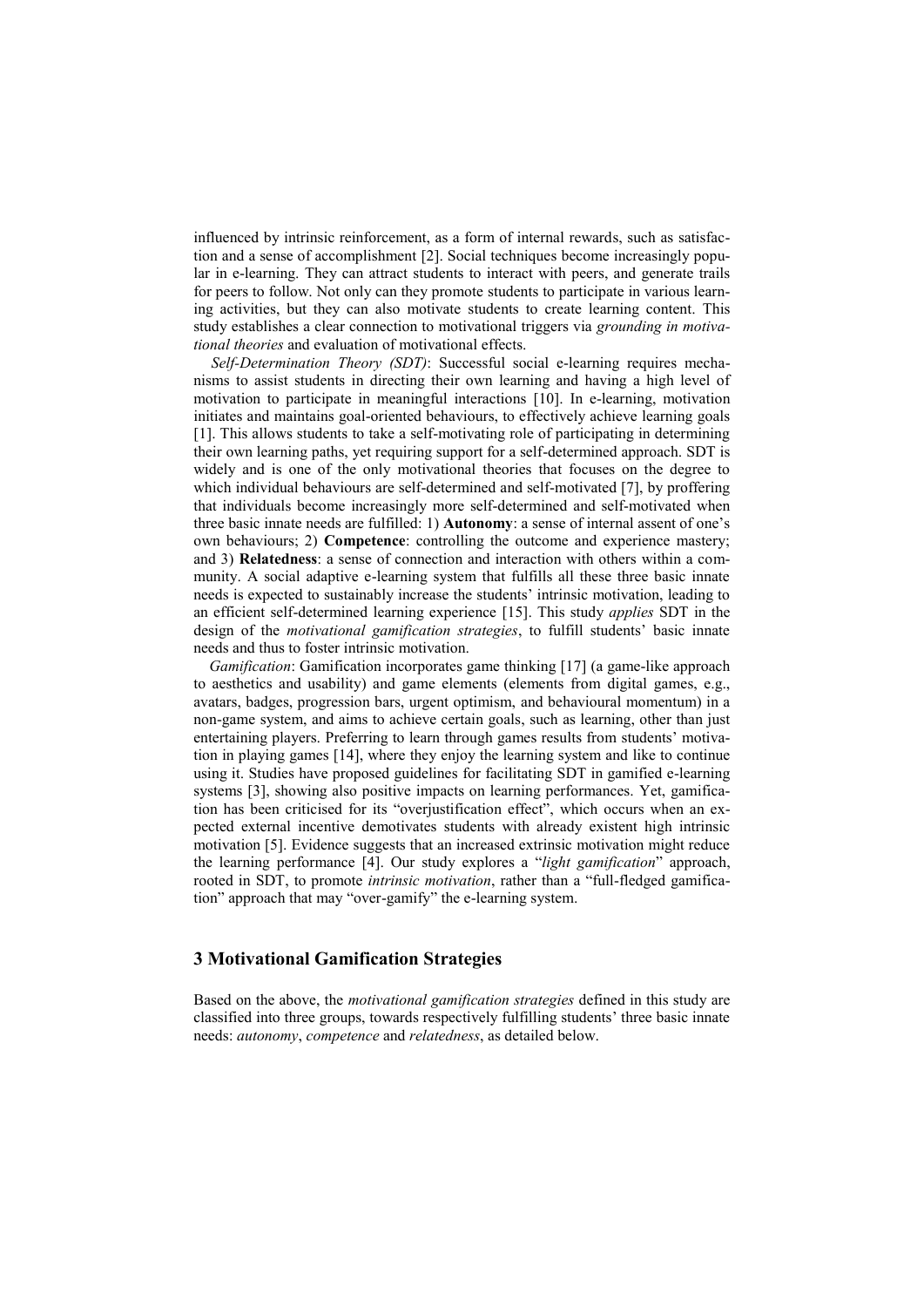influenced by intrinsic reinforcement, as a form of internal rewards, such as satisfaction and a sense of accomplishment [2]. Social techniques become increasingly popular in e-learning. They can attract students to interact with peers, and generate trails for peers to follow. Not only can they promote students to participate in various learning activities, but they can also motivate students to create learning content. This study establishes a clear connection to motivational triggers via *grounding in motivational theories* and evaluation of motivational effects.

*Self-Determination Theory (SDT)*: Successful social e-learning requires mechanisms to assist students in directing their own learning and having a high level of motivation to participate in meaningful interactions [10]. In e-learning, motivation initiates and maintains goal-oriented behaviours, to effectively achieve learning goals [1]. This allows students to take a self-motivating role of participating in determining their own learning paths, yet requiring support for a self-determined approach. SDT is widely and is one of the only motivational theories that focuses on the degree to which individual behaviours are self-determined and self-motivated [7], by proffering that individuals become increasingly more self-determined and self-motivated when three basic innate needs are fulfilled: 1) **Autonomy**: a sense of internal assent of one's own behaviours; 2) **Competence**: controlling the outcome and experience mastery; and 3) **Relatedness**: a sense of connection and interaction with others within a community. A social adaptive e-learning system that fulfills all these three basic innate needs is expected to sustainably increase the students' intrinsic motivation, leading to an efficient self-determined learning experience [15]. This study *applies* SDT in the design of the *motivational gamification strategies*, to fulfill students' basic innate needs and thus to foster intrinsic motivation.

*Gamification*: Gamification incorporates game thinking [17] (a game-like approach to aesthetics and usability) and game elements (elements from digital games, e.g., avatars, badges, progression bars, urgent optimism, and behavioural momentum) in a non-game system, and aims to achieve certain goals, such as learning, other than just entertaining players. Preferring to learn through games results from students' motivation in playing games [14], where they enjoy the learning system and like to continue using it. Studies have proposed guidelines for facilitating SDT in gamified e-learning systems [3], showing also positive impacts on learning performances. Yet, gamification has been criticised for its "overjustification effect", which occurs when an expected external incentive demotivates students with already existent high intrinsic motivation [5]. Evidence suggests that an increased extrinsic motivation might reduce the learning performance [4]. Our study explores a "*light gamification*" approach, rooted in SDT, to promote *intrinsic motivation*, rather than a "full-fledged gamification" approach that may "over-gamify" the e-learning system.

## 3 Motivational Gamification Strategies

Based on the above, the *motivational gamification strategies* defined in this study are classified into three groups, towards respectively fulfilling students' three basic innate needs: *autonomy*, *competence* and *relatedness*, as detailed below.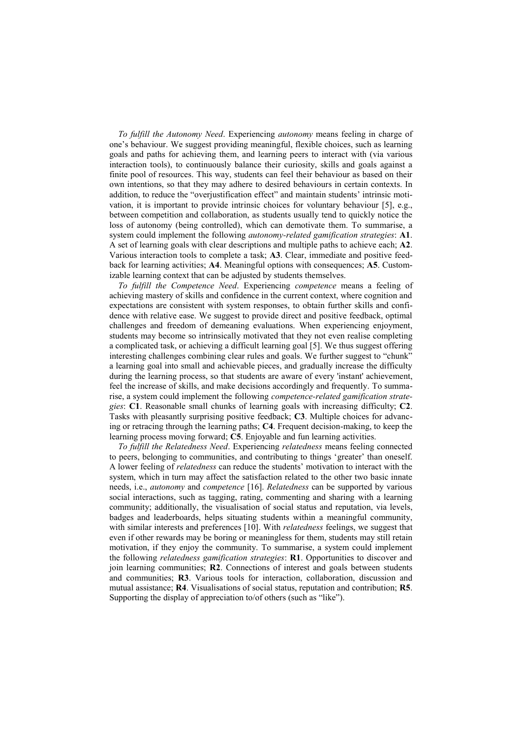*To fulfill the Autonomy Need*. Experiencing *autonomy* means feeling in charge of one's behaviour. We suggest providing meaningful, flexible choices, such as learning goals and paths for achieving them, and learning peers to interact with (via various interaction tools), to continuously balance their curiosity, skills and goals against a finite pool of resources. This way, students can feel their behaviour as based on their own intentions, so that they may adhere to desired behaviours in certain contexts. In addition, to reduce the "overjustification effect" and maintain students' intrinsic motivation, it is important to provide intrinsic choices for voluntary behaviour [5], e.g., between competition and collaboration, as students usually tend to quickly notice the loss of autonomy (being controlled), which can demotivate them. To summarise, a system could implement the following *autonomy-related gamification strategies*: **A1**. A set of learning goals with clear descriptions and multiple paths to achieve each; **A2**. Various interaction tools to complete a task; **A3**. Clear, immediate and positive feedback for learning activities; **A4**. Meaningful options with consequences; **A5**. Customizable learning context that can be adjusted by students themselves.

*To fulfill the Competence Need*. Experiencing *competence* means a feeling of achieving mastery of skills and confidence in the current context, where cognition and expectations are consistent with system responses, to obtain further skills and confidence with relative ease. We suggest to provide direct and positive feedback, optimal challenges and freedom of demeaning evaluations. When experiencing enjoyment, students may become so intrinsically motivated that they not even realise completing a complicated task, or achieving a difficult learning goal [5]. We thus suggest offering interesting challenges combining clear rules and goals. We further suggest to "chunk" a learning goal into small and achievable pieces, and gradually increase the difficulty during the learning process, so that students are aware of every 'instant' achievement, feel the increase of skills, and make decisions accordingly and frequently. To summarise, a system could implement the following *competence-related gamification strategies*: **C1**. Reasonable small chunks of learning goals with increasing difficulty; **C2**. Tasks with pleasantly surprising positive feedback; **C3**. Multiple choices for advancing or retracing through the learning paths; **C4**. Frequent decision-making, to keep the learning process moving forward; **C5**. Enjoyable and fun learning activities.

*To fulfill the Relatedness Need*. Experiencing *relatedness* means feeling connected to peers, belonging to communities, and contributing to things 'greater' than oneself. A lower feeling of *relatedness* can reduce the students' motivation to interact with the system, which in turn may affect the satisfaction related to the other two basic innate needs, i.e., *autonomy* and *competence* [16]. *Relatedness* can be supported by various social interactions, such as tagging, rating, commenting and sharing with a learning community; additionally, the visualisation of social status and reputation, via levels, badges and leaderboards, helps situating students within a meaningful community, with similar interests and preferences [10]. With *relatedness* feelings, we suggest that even if other rewards may be boring or meaningless for them, students may still retain motivation, if they enjoy the community. To summarise, a system could implement the following *relatedness gamification strategies*: **R1**. Opportunities to discover and join learning communities; **R2**. Connections of interest and goals between students and communities; **R3**. Various tools for interaction, collaboration, discussion and mutual assistance; **R4**. Visualisations of social status, reputation and contribution; **R5**. Supporting the display of appreciation to/of others (such as "like").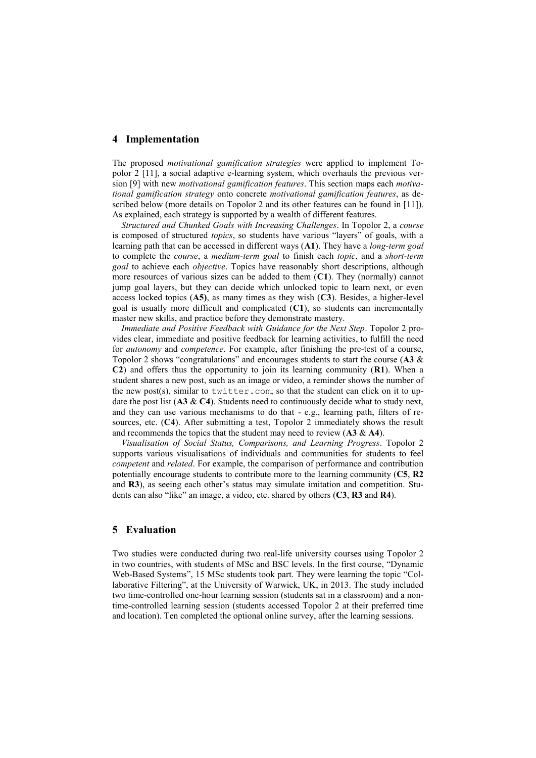## 4 Implementation

The proposed *motivational gamification strategies* were applied to implement Topolor 2 [11], a social adaptive e-learning system, which overhauls the previous version [9] with new *motivational gamification features*. This section maps each *motivational gamification strategy* onto concrete *motivational gamification features*, as described below (more details on Topolor 2 and its other features can be found in [11]). As explained, each strategy is supported by a wealth of different features.

*Structured and Chunked Goals with Increasing Challenges*. In Topolor 2, a *course* is composed of structured *topics*, so students have various "layers" of goals, with a learning path that can be accessed in different ways (**A1**). They have a *long-term goal* to complete the *course*, a *medium-term goal* to finish each *topic*, and a *short-term goal* to achieve each *objective*. Topics have reasonably short descriptions, although more resources of various sizes can be added to them (**C1**). They (normally) cannot jump goal layers, but they can decide which unlocked topic to learn next, or even access locked topics (**A5)**, as many times as they wish (**C3**). Besides, a higher-level goal is usually more difficult and complicated (**C1**), so students can incrementally master new skills, and practice before they demonstrate mastery.

*Immediate and Positive Feedback with Guidance for the Next Step*. Topolor 2 provides clear, immediate and positive feedback for learning activities, to fulfill the need for *autonomy* and *competence*. For example, after finishing the pre-test of a course, Topolor 2 shows "congratulations" and encourages students to start the course (**A3** & **C2**) and offers thus the opportunity to join its learning community (**R1**). When a student shares a new post, such as an image or video, a reminder shows the number of the new post(s), similar to `twitter.com`, so that the student can click on it to update the post list (**A3** & **C4**). Students need to continuously decide what to study next, and they can use various mechanisms to do that - e.g., learning path, filters of resources, etc. (**C4**). After submitting a test, Topolor 2 immediately shows the result and recommends the topics that the student may need to review (**A3** & **A4**).

*Visualisation of Social Status, Comparisons, and Learning Progress*. Topolor 2 supports various visualisations of individuals and communities for students to feel *competent* and *related*. For example, the comparison of performance and contribution potentially encourage students to contribute more to the learning community (**C5**, **R2** and **R3**), as seeing each other's status may simulate imitation and competition. Students can also "like" an image, a video, etc. shared by others (**C3**, **R3** and **R4**).

## 5 Evaluation

Two studies were conducted during two real-life university courses using Topolor 2 in two countries, with students of MSc and BSC levels. In the first course, "Dynamic Web-Based Systems", 15 MSc students took part. They were learning the topic "Collaborative Filtering", at the University of Warwick, UK, in 2013. The study included two time-controlled one-hour learning session (students sat in a classroom) and a non-time-controlled learning session (students accessed Topolor 2 at their preferred time and location). Ten completed the optional online survey, after the learning sessions.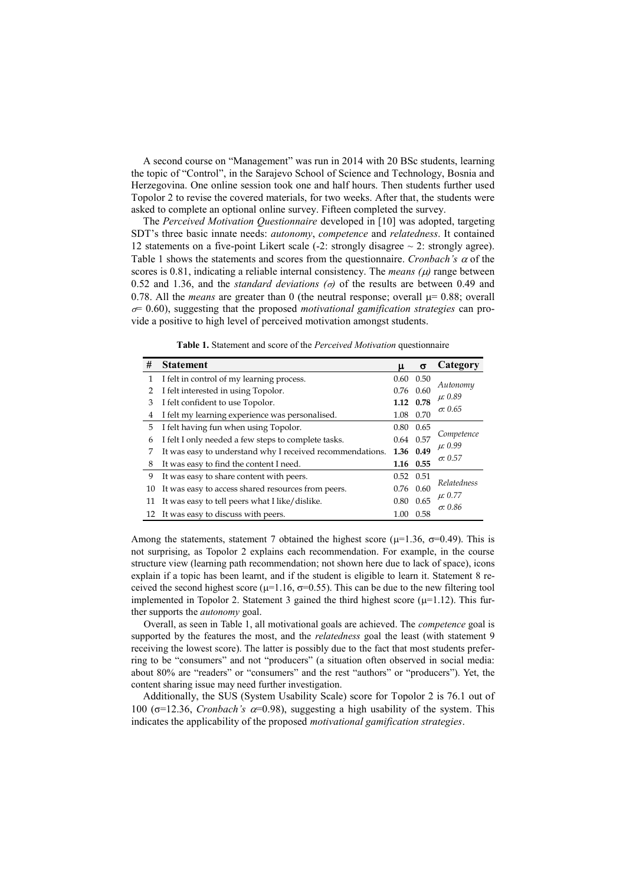A second course on "Management" was run in 2014 with 20 BSc students, learning the topic of "Control", in the Sarajevo School of Science and Technology, Bosnia and Herzegovina. One online session took one and half hours. Then students further used Topolor 2 to revise the covered materials, for two weeks. After that, the students were asked to complete an optional online survey. Fifteen completed the survey.

The *Perceived Motivation Questionnaire* developed in [10] was adopted, targeting SDT's three basic innate needs: *autonomy*, *competence* and *relatedness*. It contained 12 statements on a five-point Likert scale (-2: strongly disagree ~ 2: strongly agree). Table 1 shows the statements and scores from the questionnaire. *Cronbach's* $\alpha$ of the scores is 0.81, indicating a reliable internal consistency. The *means* ($\mu$) range between 0.52 and 1.36, and the *standard deviations* ($\sigma$) of the results are between 0.49 and 0.78. All the *means* are greater than 0 (the neutral response; overall $\mu$= 0.88; overall $\sigma$= 0.60), suggesting that the proposed *motivational gamification strategies* can provide a positive to high level of perceived motivation amongst students.

**Table 1.** Statement and score of the *Perceived Motivation* questionnaire

| # | Statement | $\mu$ | $\sigma$ | Category |
|---|---|---|---|---|
| 1 | I felt in control of my learning process. | 0.60 | 0.50 | *Autonomy* $\mu$: 0.89 $\sigma$: 0.65 |
| 2 | I felt interested in using Topolor. | 0.76 | 0.60 | |
| 3 | I felt confident to use Topolor. | **1.12** | **0.78** | |
| 4 | I felt my learning experience was personalised. | 1.08 | 0.70 | |
| 5 | I felt having fun when using Topolor. | 0.80 | 0.65 | *Competence* $\mu$: 0.99 $\sigma$: 0.57 |
| 6 | I felt I only needed a few steps to complete tasks. | 0.64 | 0.57 | |
| 7 | It was easy to understand why I received recommendations. | **1.36** | **0.49** | |
| 8 | It was easy to find the content I need. | **1.16** | **0.55** | |
| 9 | It was easy to share content with peers. | 0.52 | 0.51 | *Relatedness* $\mu$: 0.77 $\sigma$: 0.86 |
| 10 | It was easy to access shared resources from peers. | 0.76 | 0.60 | |
| 11 | It was easy to tell peers what I like/dislike. | 0.80 | 0.65 | |
| 12 | It was easy to discuss with peers. | 1.00 | 0.58 | |

Among the statements, statement 7 obtained the highest score ($\mu$=1.36, $\sigma$=0.49). This is not surprising, as Topolor 2 explains each recommendation. For example, in the course structure view (learning path recommendation; not shown here due to lack of space), icons explain if a topic has been learnt, and if the student is eligible to learn it. Statement 8 received the second highest score ($\mu$=1.16, $\sigma$=0.55). This can be due to the new filtering tool implemented in Topolor 2. Statement 3 gained the third highest score ($\mu$=1.12). This further supports the *autonomy* goal.

Overall, as seen in Table 1, all motivational goals are achieved. The *competence* goal is supported by the features the most, and the *relatedness* goal the least (with statement 9 receiving the lowest score). The latter is possibly due to the fact that most students preferring to be "consumers" and not "producers" (a situation often observed in social media: about 80% are "readers" or "consumers" and the rest "authors" or "producers"). Yet, the content sharing issue may need further investigation.

Additionally, the SUS (System Usability Scale) score for Topolor 2 is 76.1 out of 100 ($\sigma$=12.36, *Cronbach's* $\alpha$=0.98), suggesting a high usability of the system. This indicates the applicability of the proposed *motivational gamification strategies*.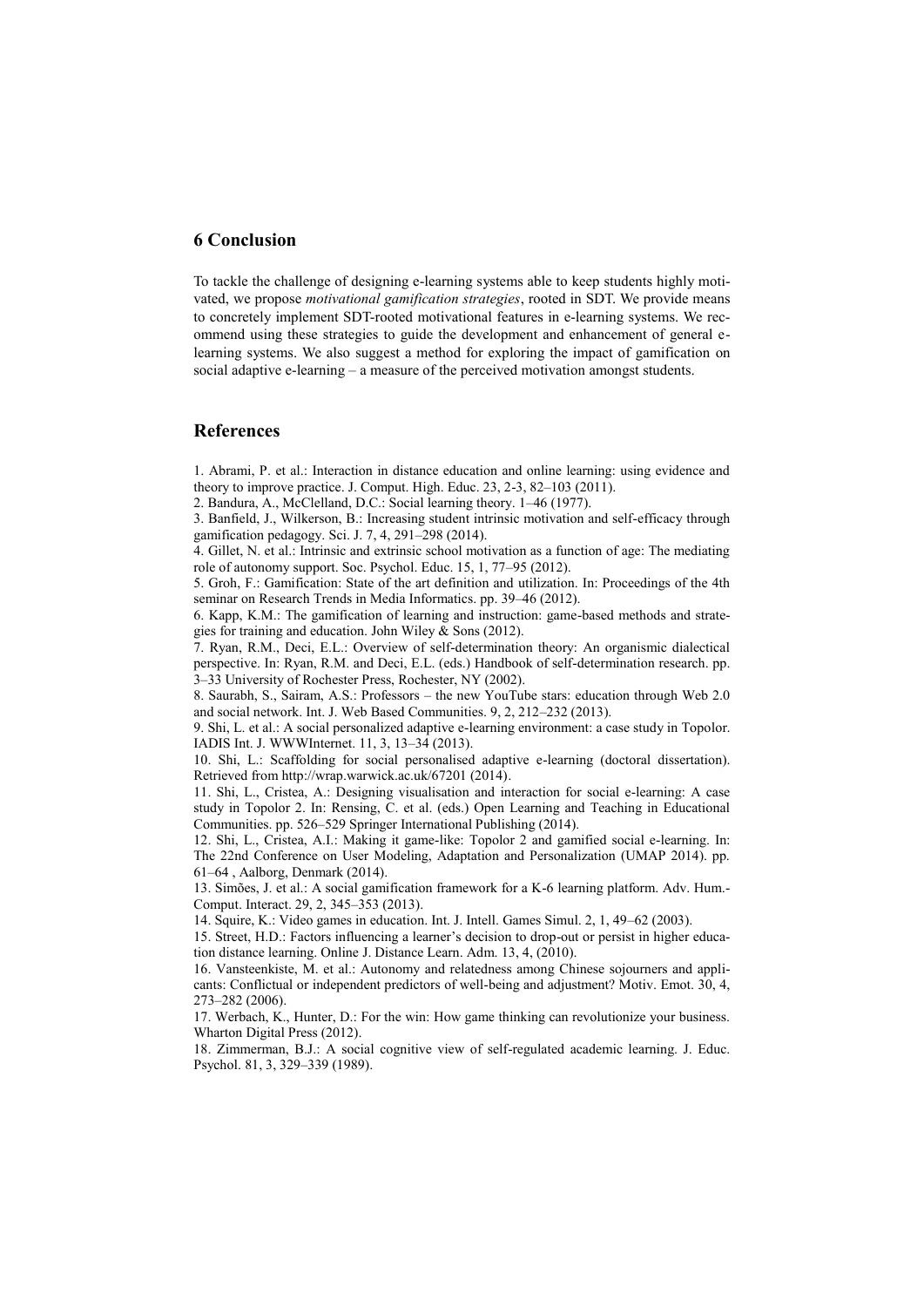## 6 Conclusion

To tackle the challenge of designing e-learning systems able to keep students highly motivated, we propose *motivational gamification strategies*, rooted in SDT. We provide means to concretely implement SDT-rooted motivational features in e-learning systems. We recommend using these strategies to guide the development and enhancement of general e-learning systems. We also suggest a method for exploring the impact of gamification on social adaptive e-learning – a measure of the perceived motivation amongst students.

## References

1. Abrami, P. et al.: Interaction in distance education and online learning: using evidence and theory to improve practice. J. Comput. High. Educ. 23, 2-3, 82–103 (2011).
2. Bandura, A., McClelland, D.C.: Social learning theory. 1–46 (1977).
3. Banfield, J., Wilkerson, B.: Increasing student intrinsic motivation and self-efficacy through gamification pedagogy. Sci. J. 7, 4, 291–298 (2014).
4. Gillet, N. et al.: Intrinsic and extrinsic school motivation as a function of age: The mediating role of autonomy support. Soc. Psychol. Educ. 15, 1, 77–95 (2012).
5. Groh, F.: Gamification: State of the art definition and utilization. In: Proceedings of the 4th seminar on Research Trends in Media Informatics. pp. 39–46 (2012).
6. Kapp, K.M.: The gamification of learning and instruction: game-based methods and strategies for training and education. John Wiley & Sons (2012).
7. Ryan, R.M., Deci, E.L.: Overview of self-determination theory: An organismic dialectical perspective. In: Ryan, R.M. and Deci, E.L. (eds.) Handbook of self-determination research. pp. 3–33 University of Rochester Press, Rochester, NY (2002).
8. Saurabh, S., Sairam, A.S.: Professors – the new YouTube stars: education through Web 2.0 and social network. Int. J. Web Based Communities. 9, 2, 212–232 (2013).
9. Shi, L. et al.: A social personalized adaptive e-learning environment: a case study in Topolor. IADIS Int. J. WWWInternet. 11, 3, 13–34 (2013).
10. Shi, L.: Scaffolding for social personalised adaptive e-learning (doctoral dissertation). Retrieved from http://wrap.warwick.ac.uk/67201 (2014).
11. Shi, L., Cristea, A.: Designing visualisation and interaction for social e-learning: A case study in Topolor 2. In: Rensing, C. et al. (eds.) Open Learning and Teaching in Educational Communities. pp. 526–529 Springer International Publishing (2014).
12. Shi, L., Cristea, A.I.: Making it game-like: Topolor 2 and gamified social e-learning. In: The 22nd Conference on User Modeling, Adaptation and Personalization (UMAP 2014). pp. 61–64 , Aalborg, Denmark (2014).
13. Simões, J. et al.: A social gamification framework for a K-6 learning platform. Adv. Hum.-Comput. Interact. 29, 2, 345–353 (2013).
14. Squire, K.: Video games in education. Int. J. Intell. Games Simul. 2, 1, 49–62 (2003).
15. Street, H.D.: Factors influencing a learner's decision to drop-out or persist in higher education distance learning. Online J. Distance Learn. Adm. 13, 4, (2010).
16. Vansteenkiste, M. et al.: Autonomy and relatedness among Chinese sojourners and applicants: Conflictual or independent predictors of well-being and adjustment? Motiv. Emot. 30, 4, 273–282 (2006).
17. Werbach, K., Hunter, D.: For the win: How game thinking can revolutionize your business. Wharton Digital Press (2012).
18. Zimmerman, B.J.: A social cognitive view of self-regulated academic learning. J. Educ. Psychol. 81, 3, 329–339 (1989).